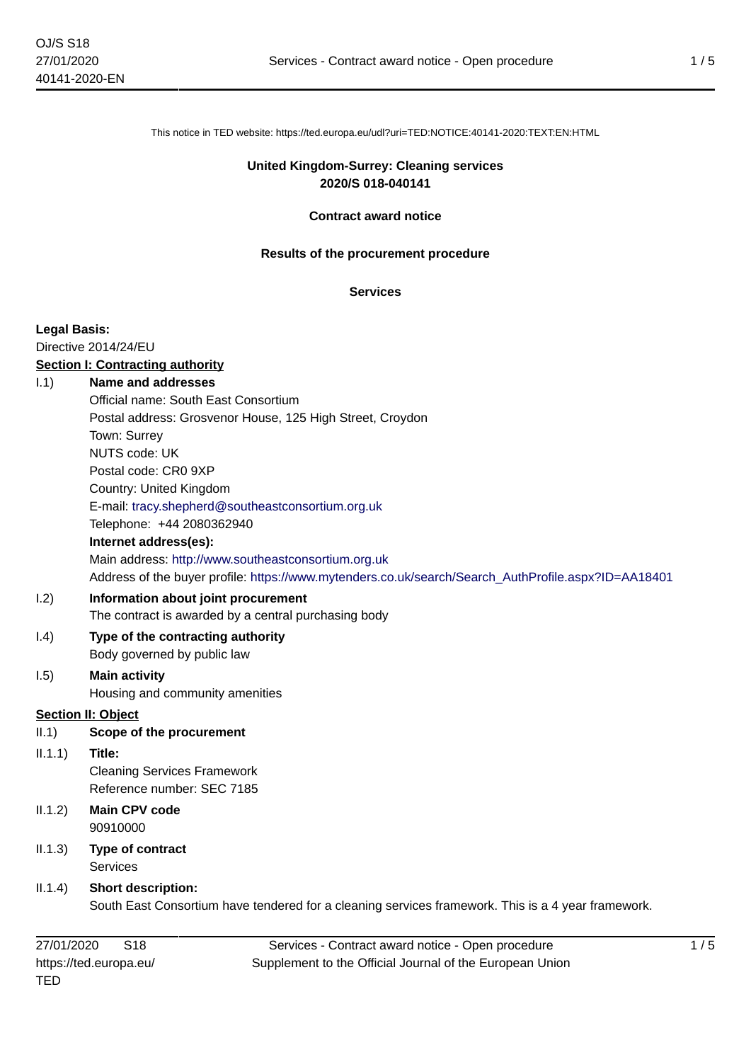This notice in TED website: https://ted.europa.eu/udl?uri=TED:NOTICE:40141-2020:TEXT:EN:HTML

**United Kingdom-Surrey: Cleaning services**
**2020/S 018-040141**

**Contract award notice**

**Results of the procurement procedure**

**Services**

**Legal Basis:**
Directive 2014/24/EU

**Section I: Contracting authority**

I.1) **Name and addresses**
Official name: South East Consortium
Postal address: Grosvenor House, 125 High Street, Croydon
Town: Surrey
NUTS code: UK
Postal code: CR0 9XP
Country: United Kingdom
E-mail: tracy.shepherd@southeastconsortium.org.uk
Telephone: +44 2080362940
**Internet address(es):**
Main address: http://www.southeastconsortium.org.uk
Address of the buyer profile: https://www.mytenders.co.uk/search/Search_AuthProfile.aspx?ID=AA18401

I.2) **Information about joint procurement**
The contract is awarded by a central purchasing body

I.4) **Type of the contracting authority**
Body governed by public law

I.5) **Main activity**
Housing and community amenities

**Section II: Object**

II.1) **Scope of the procurement**

II.1.1) **Title:**
Cleaning Services Framework
Reference number: SEC 7185

II.1.2) **Main CPV code**
90910000

II.1.3) **Type of contract**
Services

II.1.4) **Short description:**
South East Consortium have tendered for a cleaning services framework. This is a 4 year framework.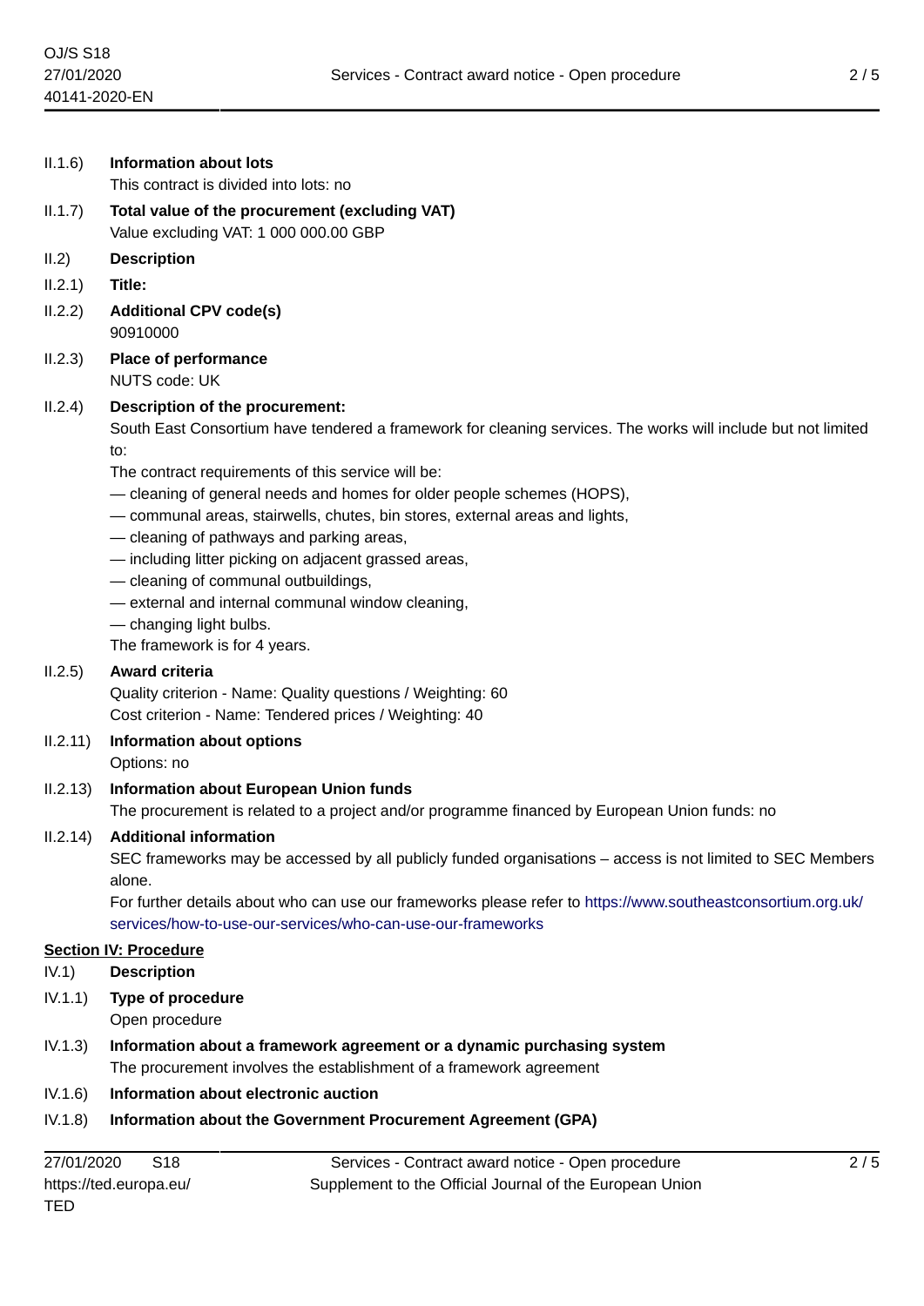II.1.6) **Information about lots**

This contract is divided into lots: no

II.1.7) **Total value of the procurement (excluding VAT)**

Value excluding VAT: 1 000 000.00 GBP

II.2) **Description**

II.2.1) **Title:**

II.2.2) **Additional CPV code(s)**

90910000

II.2.3) **Place of performance**

NUTS code: UK

II.2.4) **Description of the procurement:**

South East Consortium have tendered a framework for cleaning services. The works will include but not limited to:

The contract requirements of this service will be:

— cleaning of general needs and homes for older people schemes (HOPS),

— communal areas, stairwells, chutes, bin stores, external areas and lights,

— cleaning of pathways and parking areas,

— including litter picking on adjacent grassed areas,

— cleaning of communal outbuildings,

— external and internal communal window cleaning,

— changing light bulbs.

The framework is for 4 years.

II.2.5) **Award criteria**

Quality criterion - Name: Quality questions / Weighting: 60

Cost criterion - Name: Tendered prices / Weighting: 40

II.2.11) **Information about options**

Options: no

II.2.13) **Information about European Union funds**

The procurement is related to a project and/or programme financed by European Union funds: no

II.2.14) **Additional information**

SEC frameworks may be accessed by all publicly funded organisations – access is not limited to SEC Members alone.

For further details about who can use our frameworks please refer to https://www.southeastconsortium.org.uk/services/how-to-use-our-services/who-can-use-our-frameworks

## Section IV: Procedure

IV.1) **Description**

IV.1.1) **Type of procedure**

Open procedure

IV.1.3) **Information about a framework agreement or a dynamic purchasing system**

The procurement involves the establishment of a framework agreement

IV.1.6) **Information about electronic auction**

IV.1.8) **Information about the Government Procurement Agreement (GPA)**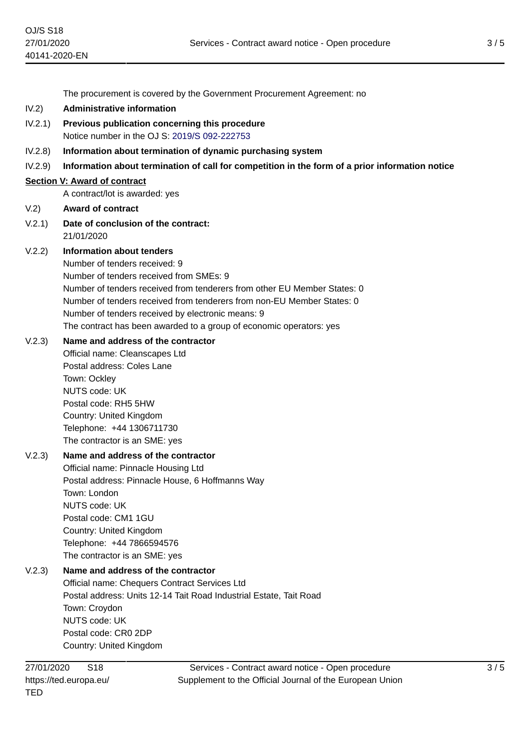The procurement is covered by the Government Procurement Agreement: no

IV.2) **Administrative information**

IV.2.1) **Previous publication concerning this procedure**
Notice number in the OJ S: 2019/S 092-222753

IV.2.8) **Information about termination of dynamic purchasing system**

IV.2.9) **Information about termination of call for competition in the form of a prior information notice**

**Section V: Award of contract**

A contract/lot is awarded: yes

V.2) **Award of contract**

V.2.1) **Date of conclusion of the contract:**
21/01/2020

V.2.2) **Information about tenders**
Number of tenders received: 9
Number of tenders received from SMEs: 9
Number of tenders received from tenderers from other EU Member States: 0
Number of tenders received from tenderers from non-EU Member States: 0
Number of tenders received by electronic means: 9
The contract has been awarded to a group of economic operators: yes

V.2.3) **Name and address of the contractor**
Official name: Cleanscapes Ltd
Postal address: Coles Lane
Town: Ockley
NUTS code: UK
Postal code: RH5 5HW
Country: United Kingdom
Telephone: +44 1306711730
The contractor is an SME: yes

V.2.3) **Name and address of the contractor**
Official name: Pinnacle Housing Ltd
Postal address: Pinnacle House, 6 Hoffmanns Way
Town: London
NUTS code: UK
Postal code: CM1 1GU
Country: United Kingdom
Telephone: +44 7866594576
The contractor is an SME: yes

V.2.3) **Name and address of the contractor**
Official name: Chequers Contract Services Ltd
Postal address: Units 12-14 Tait Road Industrial Estate, Tait Road
Town: Croydon
NUTS code: UK
Postal code: CR0 2DP
Country: United Kingdom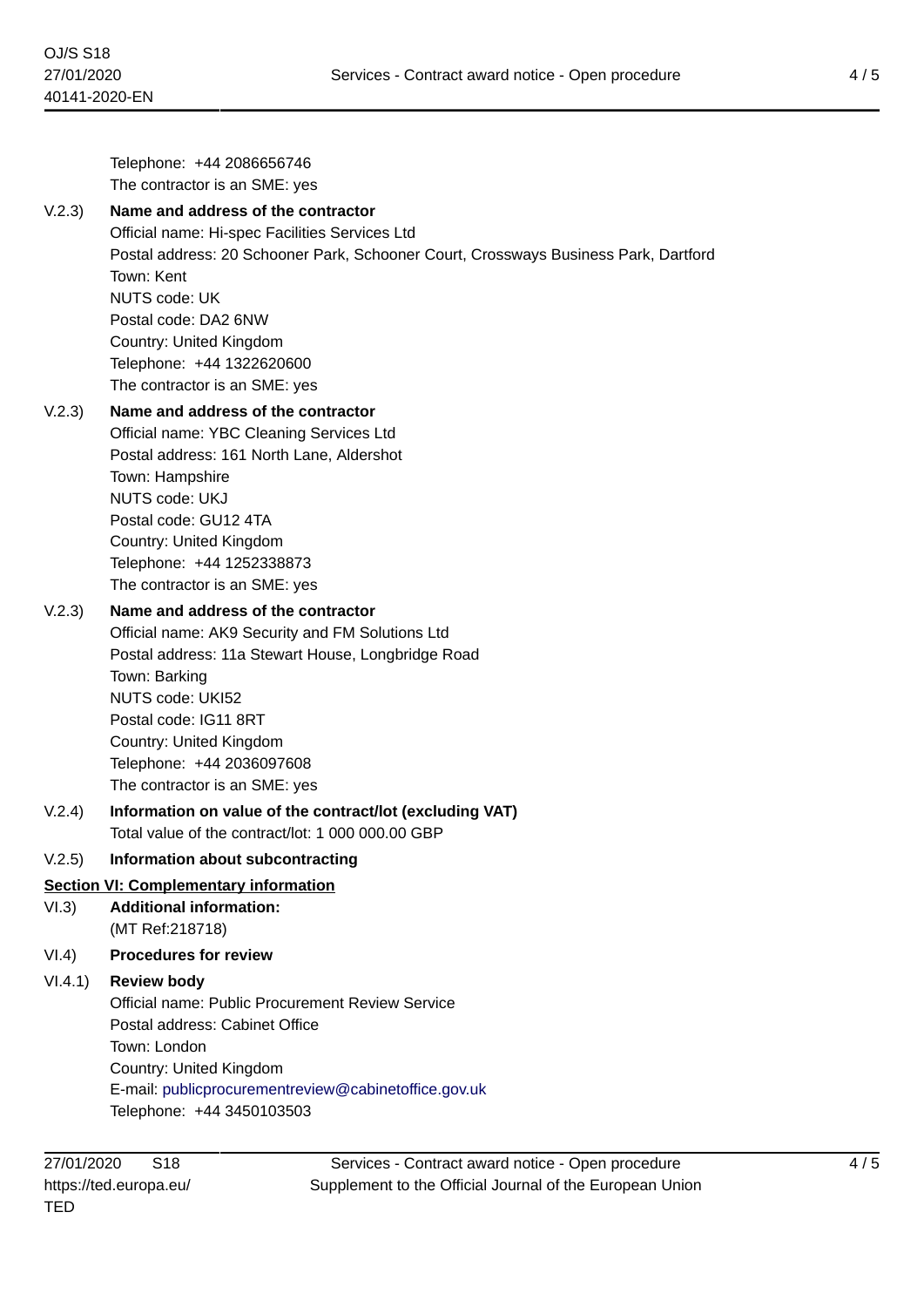Telephone: +44 2086656746
The contractor is an SME: yes

V.2.3) **Name and address of the contractor**
Official name: Hi-spec Facilities Services Ltd
Postal address: 20 Schooner Park, Schooner Court, Crossways Business Park, Dartford
Town: Kent
NUTS code: UK
Postal code: DA2 6NW
Country: United Kingdom
Telephone: +44 1322620600
The contractor is an SME: yes

V.2.3) **Name and address of the contractor**
Official name: YBC Cleaning Services Ltd
Postal address: 161 North Lane, Aldershot
Town: Hampshire
NUTS code: UKJ
Postal code: GU12 4TA
Country: United Kingdom
Telephone: +44 1252338873
The contractor is an SME: yes

V.2.3) **Name and address of the contractor**
Official name: AK9 Security and FM Solutions Ltd
Postal address: 11a Stewart House, Longbridge Road
Town: Barking
NUTS code: UKI52
Postal code: IG11 8RT
Country: United Kingdom
Telephone: +44 2036097608
The contractor is an SME: yes

V.2.4) **Information on value of the contract/lot (excluding VAT)**
Total value of the contract/lot: 1 000 000.00 GBP

V.2.5) **Information about subcontracting**

## Section VI: Complementary information

VI.3) **Additional information:**
(MT Ref:218718)

VI.4) **Procedures for review**

VI.4.1) **Review body**
Official name: Public Procurement Review Service
Postal address: Cabinet Office
Town: London
Country: United Kingdom
E-mail: publicprocurementreview@cabinetoffice.gov.uk
Telephone: +44 3450103503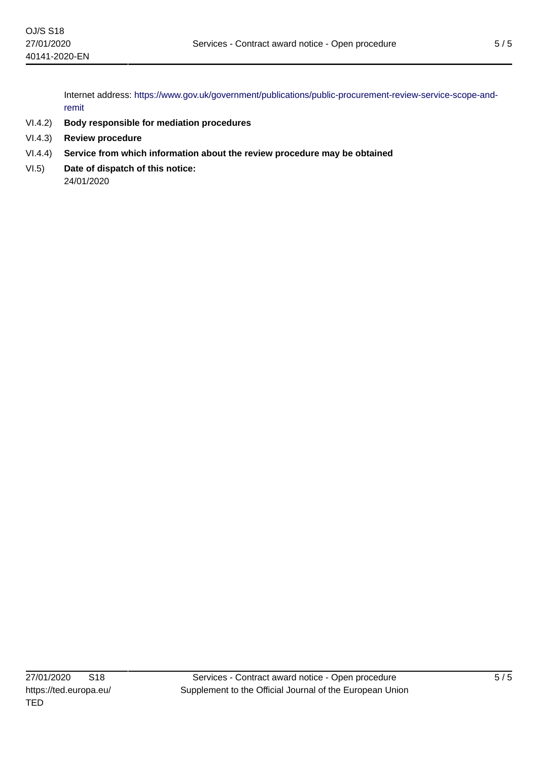Internet address: https://www.gov.uk/government/publications/public-procurement-review-service-scope-and-remit

VI.4.2) **Body responsible for mediation procedures**

VI.4.3) **Review procedure**

VI.4.4) **Service from which information about the review procedure may be obtained**

VI.5) **Date of dispatch of this notice:**

24/01/2020